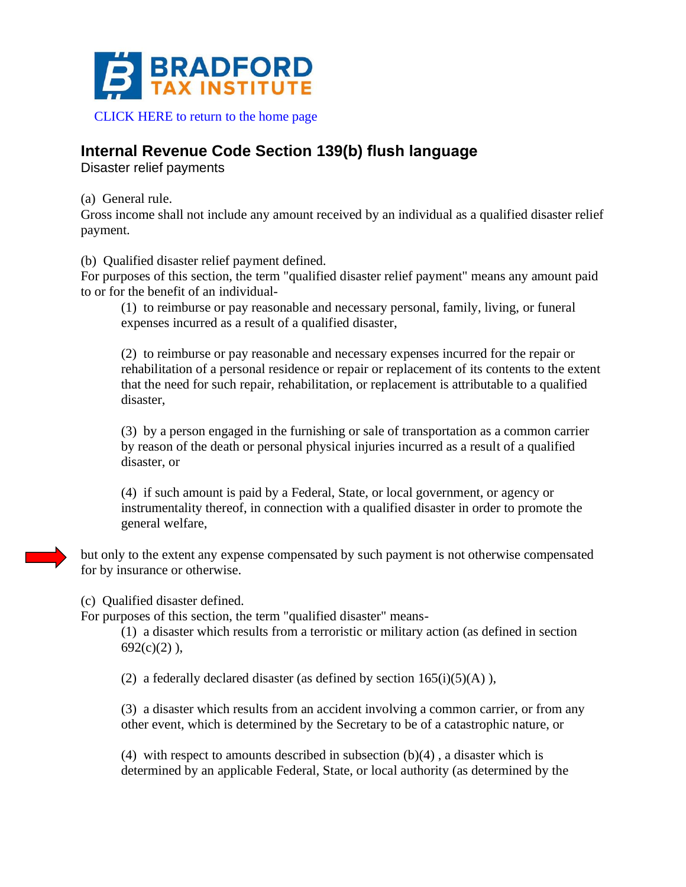BRADFORD TAX INSTITUTE

CLICK HERE to return to the home page

## Internal Revenue Code Section 139(b) flush language

Disaster relief payments

(a) General rule.
Gross income shall not include any amount received by an individual as a qualified disaster relief payment.

(b) Qualified disaster relief payment defined.
For purposes of this section, the term "qualified disaster relief payment" means any amount paid to or for the benefit of an individual-

> (1) to reimburse or pay reasonable and necessary personal, family, living, or funeral expenses incurred as a result of a qualified disaster,
>
> (2) to reimburse or pay reasonable and necessary expenses incurred for the repair or rehabilitation of a personal residence or repair or replacement of its contents to the extent that the need for such repair, rehabilitation, or replacement is attributable to a qualified disaster,
>
> (3) by a person engaged in the furnishing or sale of transportation as a common carrier by reason of the death or personal physical injuries incurred as a result of a qualified disaster, or
>
> (4) if such amount is paid by a Federal, State, or local government, or agency or instrumentality thereof, in connection with a qualified disaster in order to promote the general welfare,

but only to the extent any expense compensated by such payment is not otherwise compensated for by insurance or otherwise.

(c) Qualified disaster defined.
For purposes of this section, the term "qualified disaster" means-

> (1) a disaster which results from a terroristic or military action (as defined in section 692(c)(2) ),
>
> (2) a federally declared disaster (as defined by section 165(i)(5)(A) ),
>
> (3) a disaster which results from an accident involving a common carrier, or from any other event, which is determined by the Secretary to be of a catastrophic nature, or
>
> (4) with respect to amounts described in subsection (b)(4) , a disaster which is determined by an applicable Federal, State, or local authority (as determined by the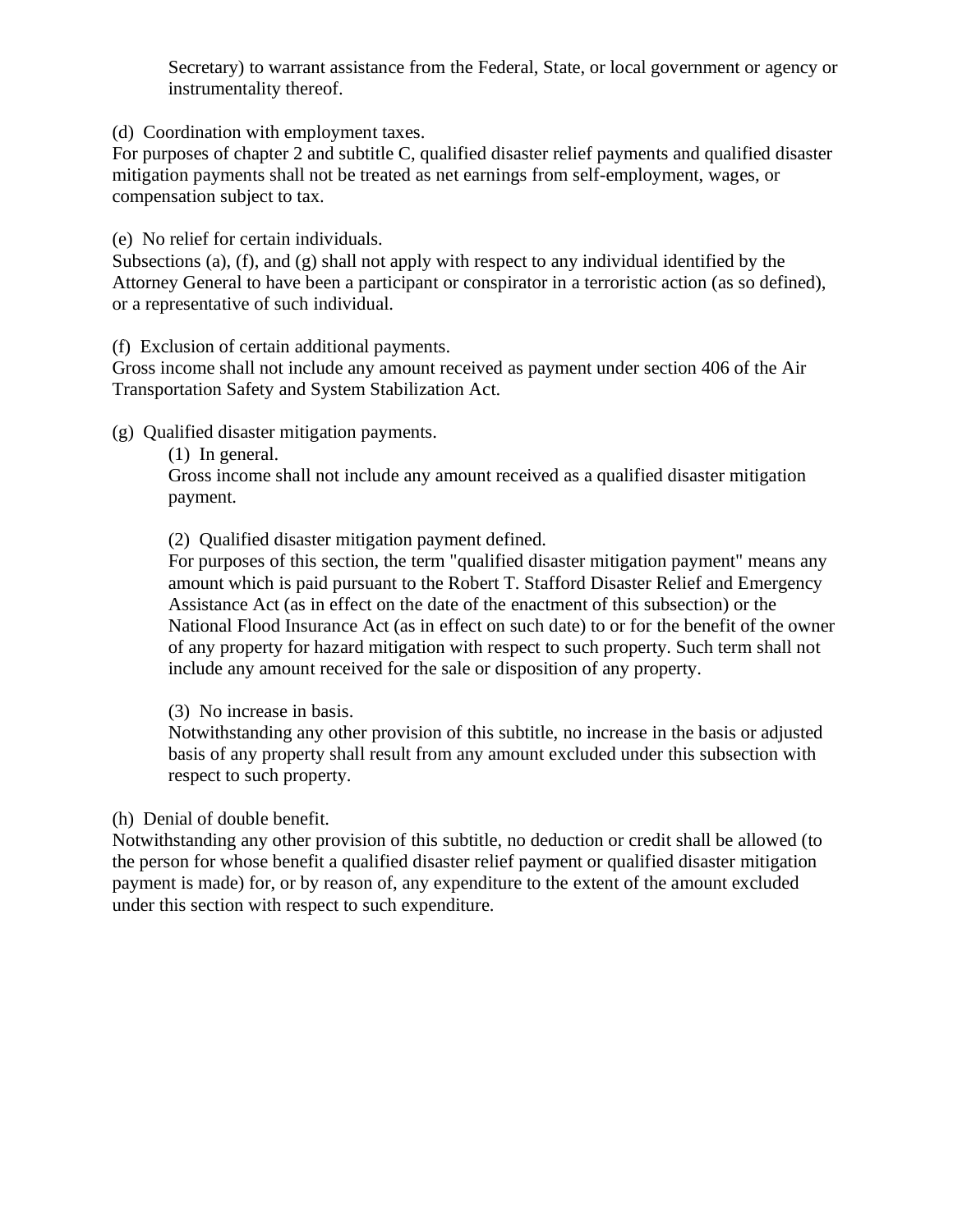Secretary) to warrant assistance from the Federal, State, or local government or agency or instrumentality thereof.

(d) Coordination with employment taxes.
For purposes of chapter 2 and subtitle C, qualified disaster relief payments and qualified disaster mitigation payments shall not be treated as net earnings from self-employment, wages, or compensation subject to tax.

(e) No relief for certain individuals.
Subsections (a), (f), and (g) shall not apply with respect to any individual identified by the Attorney General to have been a participant or conspirator in a terroristic action (as so defined), or a representative of such individual.

(f) Exclusion of certain additional payments.
Gross income shall not include any amount received as payment under section 406 of the Air Transportation Safety and System Stabilization Act.

(g) Qualified disaster mitigation payments.

(1) In general.
Gross income shall not include any amount received as a qualified disaster mitigation payment.

(2) Qualified disaster mitigation payment defined.
For purposes of this section, the term "qualified disaster mitigation payment" means any amount which is paid pursuant to the Robert T. Stafford Disaster Relief and Emergency Assistance Act (as in effect on the date of the enactment of this subsection) or the National Flood Insurance Act (as in effect on such date) to or for the benefit of the owner of any property for hazard mitigation with respect to such property. Such term shall not include any amount received for the sale or disposition of any property.

(3) No increase in basis.
Notwithstanding any other provision of this subtitle, no increase in the basis or adjusted basis of any property shall result from any amount excluded under this subsection with respect to such property.

(h) Denial of double benefit.
Notwithstanding any other provision of this subtitle, no deduction or credit shall be allowed (to the person for whose benefit a qualified disaster relief payment or qualified disaster mitigation payment is made) for, or by reason of, any expenditure to the extent of the amount excluded under this section with respect to such expenditure.